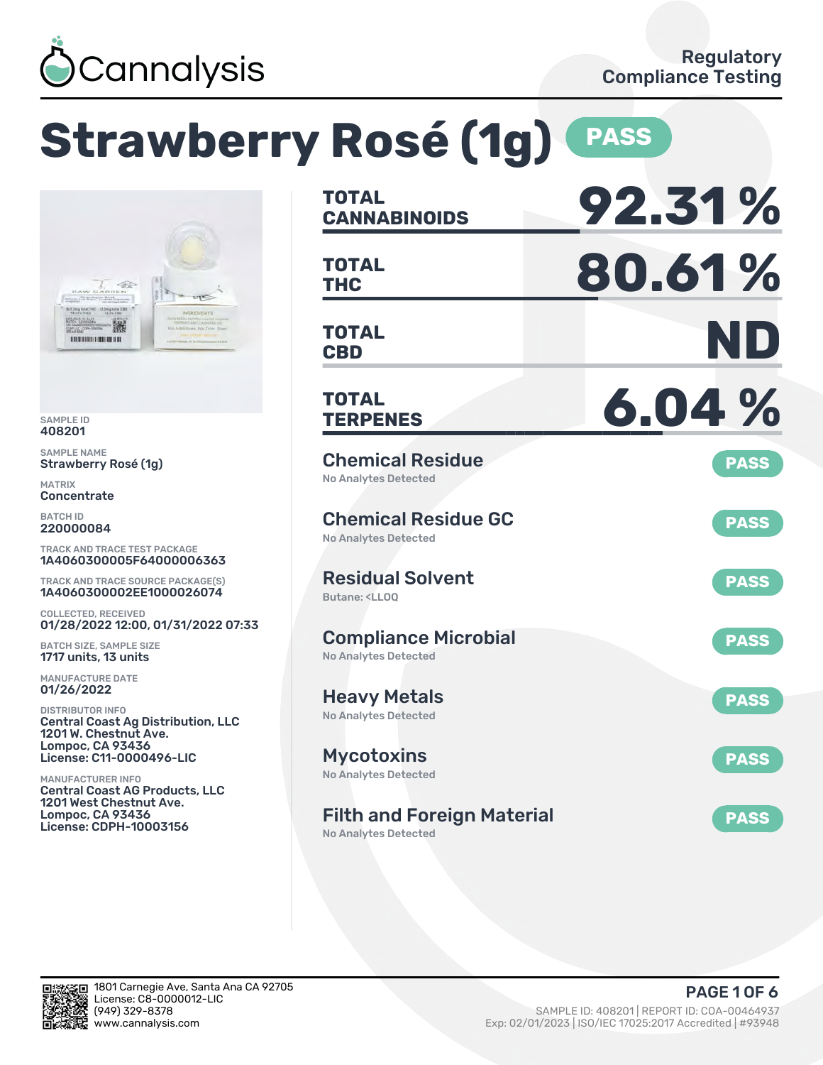Cannalysis

Regulatory Compliance Testing

# Strawberry Rosé (1g) PASS

SAMPLE ID
408201

SAMPLE NAME
Strawberry Rosé (1g)

MATRIX
Concentrate

BATCH ID
220000084

TRACK AND TRACE TEST PACKAGE
1A4060300005F64000006363

TRACK AND TRACE SOURCE PACKAGE(S)
1A4060300002EE1000026074

COLLECTED, RECEIVED
01/28/2022 12:00, 01/31/2022 07:33

BATCH SIZE, SAMPLE SIZE
1717 units, 13 units

MANUFACTURE DATE
01/26/2022

DISTRIBUTOR INFO
Central Coast Ag Distribution, LLC
1201 W. Chestnut Ave.
Lompoc, CA 93436
License: C11-0000496-LIC

MANUFACTURER INFO
Central Coast AG Products, LLC
1201 West Chestnut Ave.
Lompoc, CA 93436
License: CDPH-10003156

| | |
|---|---|
| TOTAL CANNABINOIDS | 92.31 % |
| TOTAL THC | 80.61 % |
| TOTAL CBD | ND |
| TOTAL TERPENES | 6.04 % |

**Chemical Residue** — PASS
No Analytes Detected

**Chemical Residue GC** — PASS
No Analytes Detected

**Residual Solvent** — PASS
Butane: <LLOQ

**Compliance Microbial** — PASS
No Analytes Detected

**Heavy Metals** — PASS
No Analytes Detected

**Mycotoxins** — PASS
No Analytes Detected

**Filth and Foreign Material** — PASS
No Analytes Detected

1801 Carnegie Ave, Santa Ana CA 92705
License: C8-0000012-LIC
(949) 329-8378
www.cannalysis.com

SAMPLE ID: 408201 | REPORT ID: COA-00464937
Exp: 02/01/2023 | ISO/IEC 17025:2017 Accredited | #93948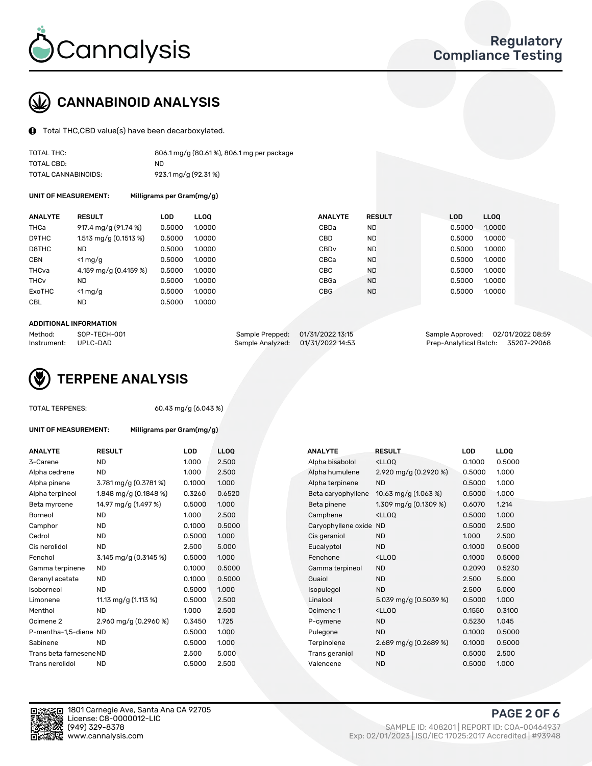Cannalysis

Regulatory Compliance Testing

## CANNABINOID ANALYSIS

Total THC,CBD value(s) have been decarboxylated.

| | |
|---|---|
| TOTAL THC: | 806.1 mg/g (80.61 %), 806.1 mg per package |
| TOTAL CBD: | ND |
| TOTAL CANNABINOIDS: | 923.1 mg/g (92.31 %) |

**UNIT OF MEASUREMENT:** Milligrams per Gram(mg/g)

| ANALYTE | RESULT | LOD | LLOQ | ANALYTE | RESULT | LOD | LLOQ |
|---|---|---|---|---|---|---|---|
| THCa | 917.4 mg/g (91.74 %) | 0.5000 | 1.0000 | CBDa | ND | 0.5000 | 1.0000 |
| D9THC | 1.513 mg/g (0.1513 %) | 0.5000 | 1.0000 | CBD | ND | 0.5000 | 1.0000 |
| D8THC | ND | 0.5000 | 1.0000 | CBDv | ND | 0.5000 | 1.0000 |
| CBN | <1 mg/g | 0.5000 | 1.0000 | CBCa | ND | 0.5000 | 1.0000 |
| THCva | 4.159 mg/g (0.4159 %) | 0.5000 | 1.0000 | CBC | ND | 0.5000 | 1.0000 |
| THCv | ND | 0.5000 | 1.0000 | CBGa | ND | 0.5000 | 1.0000 |
| ExoTHC | <1 mg/g | 0.5000 | 1.0000 | CBG | ND | 0.5000 | 1.0000 |
| CBL | ND | 0.5000 | 1.0000 | | | | |

**ADDITIONAL INFORMATION**

| | | | | | |
|---|---|---|---|---|---|
| Method: | SOP-TECH-001 | Sample Prepped: | 01/31/2022 13:15 | Sample Approved: | 02/01/2022 08:59 |
| Instrument: | UPLC-DAD | Sample Analyzed: | 01/31/2022 14:53 | Prep-Analytical Batch: | 35207-29068 |

## TERPENE ANALYSIS

TOTAL TERPENES: 60.43 mg/g (6.043 %)

**UNIT OF MEASUREMENT:** Milligrams per Gram(mg/g)

| ANALYTE | RESULT | LOD | LLOQ | ANALYTE | RESULT | LOD | LLOQ |
|---|---|---|---|---|---|---|---|
| 3-Carene | ND | 1.000 | 2.500 | Alpha bisabolol | <LLOQ | 0.1000 | 0.5000 |
| Alpha cedrene | ND | 1.000 | 2.500 | Alpha humulene | 2.920 mg/g (0.2920 %) | 0.5000 | 1.000 |
| Alpha pinene | 3.781 mg/g (0.3781 %) | 0.1000 | 1.000 | Alpha terpinene | ND | 0.5000 | 1.000 |
| Alpha terpineol | 1.848 mg/g (0.1848 %) | 0.3260 | 0.6520 | Beta caryophyllene | 10.63 mg/g (1.063 %) | 0.5000 | 1.000 |
| Beta myrcene | 14.97 mg/g (1.497 %) | 0.5000 | 1.000 | Beta pinene | 1.309 mg/g (0.1309 %) | 0.6070 | 1.214 |
| Borneol | ND | 1.000 | 2.500 | Camphene | <LLOQ | 0.5000 | 1.000 |
| Camphor | ND | 0.1000 | 0.5000 | Caryophyllene oxide | ND | 0.5000 | 2.500 |
| Cedrol | ND | 0.5000 | 1.000 | Cis geraniol | ND | 1.000 | 2.500 |
| Cis nerolidol | ND | 2.500 | 5.000 | Eucalyptol | ND | 0.1000 | 0.5000 |
| Fenchol | 3.145 mg/g (0.3145 %) | 0.5000 | 1.000 | Fenchone | <LLOQ | 0.1000 | 0.5000 |
| Gamma terpinene | ND | 0.1000 | 0.5000 | Gamma terpineol | ND | 0.2090 | 0.5230 |
| Geranyl acetate | ND | 0.1000 | 0.5000 | Guaiol | ND | 2.500 | 5.000 |
| Isoborneol | ND | 0.5000 | 1.000 | Isopulegol | ND | 2.500 | 5.000 |
| Limonene | 11.13 mg/g (1.113 %) | 0.5000 | 2.500 | Linalool | 5.039 mg/g (0.5039 %) | 0.5000 | 1.000 |
| Menthol | ND | 1.000 | 2.500 | Ocimene 1 | <LLOQ | 0.1550 | 0.3100 |
| Ocimene 2 | 2.960 mg/g (0.2960 %) | 0.3450 | 1.725 | P-cymene | ND | 0.5230 | 1.045 |
| P-mentha-1,5-diene | ND | 0.5000 | 1.000 | Pulegone | ND | 0.1000 | 0.5000 |
| Sabinene | ND | 0.5000 | 1.000 | Terpinolene | 2.689 mg/g (0.2689 %) | 0.1000 | 0.5000 |
| Trans beta farnesene | ND | 2.500 | 5.000 | Trans geraniol | ND | 0.5000 | 2.500 |
| Trans nerolidol | ND | 0.5000 | 2.500 | Valencene | ND | 0.5000 | 1.000 |

1801 Carnegie Ave, Santa Ana CA 92705
License: C8-0000012-LIC
(949) 329-8378
www.cannalysis.com

SAMPLE ID: 408201 | REPORT ID: COA-00464937
Exp: 02/01/2023 | ISO/IEC 17025:2017 Accredited | #93948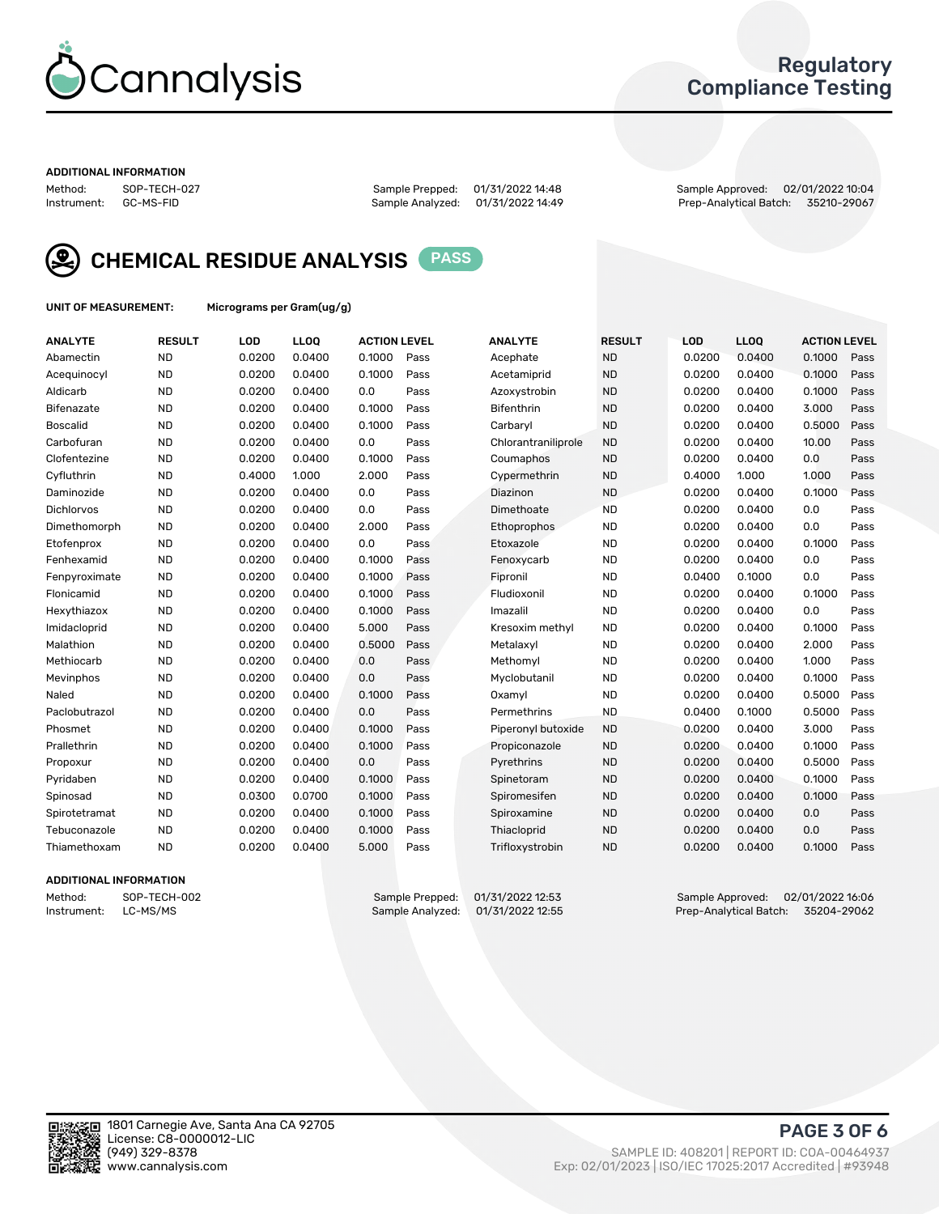# Cannalysis

## Regulatory Compliance Testing

**ADDITIONAL INFORMATION**

Method: SOP-TECH-027
Instrument: GC-MS-FID

Sample Prepped: 01/31/2022 14:48
Sample Analyzed: 01/31/2022 14:49

Sample Approved: 02/01/2022 10:04
Prep-Analytical Batch: 35210-29067

## CHEMICAL RESIDUE ANALYSIS PASS

**UNIT OF MEASUREMENT:** Micrograms per Gram(ug/g)

| ANALYTE | RESULT | LOD | LLOQ | ACTION LEVEL | | ANALYTE | RESULT | LOD | LLOQ | ACTION LEVEL | |
|---|---|---|---|---|---|---|---|---|---|---|---|
| Abamectin | ND | 0.0200 | 0.0400 | 0.1000 | Pass | Acephate | ND | 0.0200 | 0.0400 | 0.1000 | Pass |
| Acequinocyl | ND | 0.0200 | 0.0400 | 0.1000 | Pass | Acetamiprid | ND | 0.0200 | 0.0400 | 0.1000 | Pass |
| Aldicarb | ND | 0.0200 | 0.0400 | 0.0 | Pass | Azoxystrobin | ND | 0.0200 | 0.0400 | 0.1000 | Pass |
| Bifenazate | ND | 0.0200 | 0.0400 | 0.1000 | Pass | Bifenthrin | ND | 0.0200 | 0.0400 | 3.000 | Pass |
| Boscalid | ND | 0.0200 | 0.0400 | 0.1000 | Pass | Carbaryl | ND | 0.0200 | 0.0400 | 0.5000 | Pass |
| Carbofuran | ND | 0.0200 | 0.0400 | 0.0 | Pass | Chlorantraniliprole | ND | 0.0200 | 0.0400 | 10.00 | Pass |
| Clofentezine | ND | 0.0200 | 0.0400 | 0.1000 | Pass | Coumaphos | ND | 0.0200 | 0.0400 | 0.0 | Pass |
| Cyfluthrin | ND | 0.4000 | 1.000 | 2.000 | Pass | Cypermethrin | ND | 0.4000 | 1.000 | 1.000 | Pass |
| Daminozide | ND | 0.0200 | 0.0400 | 0.0 | Pass | Diazinon | ND | 0.0200 | 0.0400 | 0.1000 | Pass |
| Dichlorvos | ND | 0.0200 | 0.0400 | 0.0 | Pass | Dimethoate | ND | 0.0200 | 0.0400 | 0.0 | Pass |
| Dimethomorph | ND | 0.0200 | 0.0400 | 2.000 | Pass | Ethoprophos | ND | 0.0200 | 0.0400 | 0.0 | Pass |
| Etofenprox | ND | 0.0200 | 0.0400 | 0.0 | Pass | Etoxazole | ND | 0.0200 | 0.0400 | 0.1000 | Pass |
| Fenhexamid | ND | 0.0200 | 0.0400 | 0.1000 | Pass | Fenoxycarb | ND | 0.0200 | 0.0400 | 0.0 | Pass |
| Fenpyroximate | ND | 0.0200 | 0.0400 | 0.1000 | Pass | Fipronil | ND | 0.0400 | 0.1000 | 0.0 | Pass |
| Flonicamid | ND | 0.0200 | 0.0400 | 0.1000 | Pass | Fludioxonil | ND | 0.0200 | 0.0400 | 0.1000 | Pass |
| Hexythiazox | ND | 0.0200 | 0.0400 | 0.1000 | Pass | Imazalil | ND | 0.0200 | 0.0400 | 0.0 | Pass |
| Imidacloprid | ND | 0.0200 | 0.0400 | 5.000 | Pass | Kresoxim methyl | ND | 0.0200 | 0.0400 | 0.1000 | Pass |
| Malathion | ND | 0.0200 | 0.0400 | 0.5000 | Pass | Metalaxyl | ND | 0.0200 | 0.0400 | 2.000 | Pass |
| Methiocarb | ND | 0.0200 | 0.0400 | 0.0 | Pass | Methomyl | ND | 0.0200 | 0.0400 | 1.000 | Pass |
| Mevinphos | ND | 0.0200 | 0.0400 | 0.0 | Pass | Myclobutanil | ND | 0.0200 | 0.0400 | 0.1000 | Pass |
| Naled | ND | 0.0200 | 0.0400 | 0.1000 | Pass | Oxamyl | ND | 0.0200 | 0.0400 | 0.5000 | Pass |
| Paclobutrazol | ND | 0.0200 | 0.0400 | 0.0 | Pass | Permethrins | ND | 0.0400 | 0.1000 | 0.5000 | Pass |
| Phosmet | ND | 0.0200 | 0.0400 | 0.1000 | Pass | Piperonyl butoxide | ND | 0.0200 | 0.0400 | 3.000 | Pass |
| Prallethrin | ND | 0.0200 | 0.0400 | 0.1000 | Pass | Propiconazole | ND | 0.0200 | 0.0400 | 0.1000 | Pass |
| Propoxur | ND | 0.0200 | 0.0400 | 0.0 | Pass | Pyrethrins | ND | 0.0200 | 0.0400 | 0.5000 | Pass |
| Pyridaben | ND | 0.0200 | 0.0400 | 0.1000 | Pass | Spinetoram | ND | 0.0200 | 0.0400 | 0.1000 | Pass |
| Spinosad | ND | 0.0300 | 0.0700 | 0.1000 | Pass | Spiromesifen | ND | 0.0200 | 0.0400 | 0.1000 | Pass |
| Spirotetramat | ND | 0.0200 | 0.0400 | 0.1000 | Pass | Spiroxamine | ND | 0.0200 | 0.0400 | 0.0 | Pass |
| Tebuconazole | ND | 0.0200 | 0.0400 | 0.1000 | Pass | Thiacloprid | ND | 0.0200 | 0.0400 | 0.0 | Pass |
| Thiamethoxam | ND | 0.0200 | 0.0400 | 5.000 | Pass | Trifloxystrobin | ND | 0.0200 | 0.0400 | 0.1000 | Pass |

**ADDITIONAL INFORMATION**

Method: SOP-TECH-002
Instrument: LC-MS/MS

Sample Prepped: 01/31/2022 12:53
Sample Analyzed: 01/31/2022 12:55

Sample Approved: 02/01/2022 16:06
Prep-Analytical Batch: 35204-29062

1801 Carnegie Ave, Santa Ana CA 92705
License: C8-0000012-LIC
(949) 329-8378
www.cannalysis.com

SAMPLE ID: 408201 | REPORT ID: COA-00464937
Exp: 02/01/2023 | ISO/IEC 17025:2017 Accredited | #93948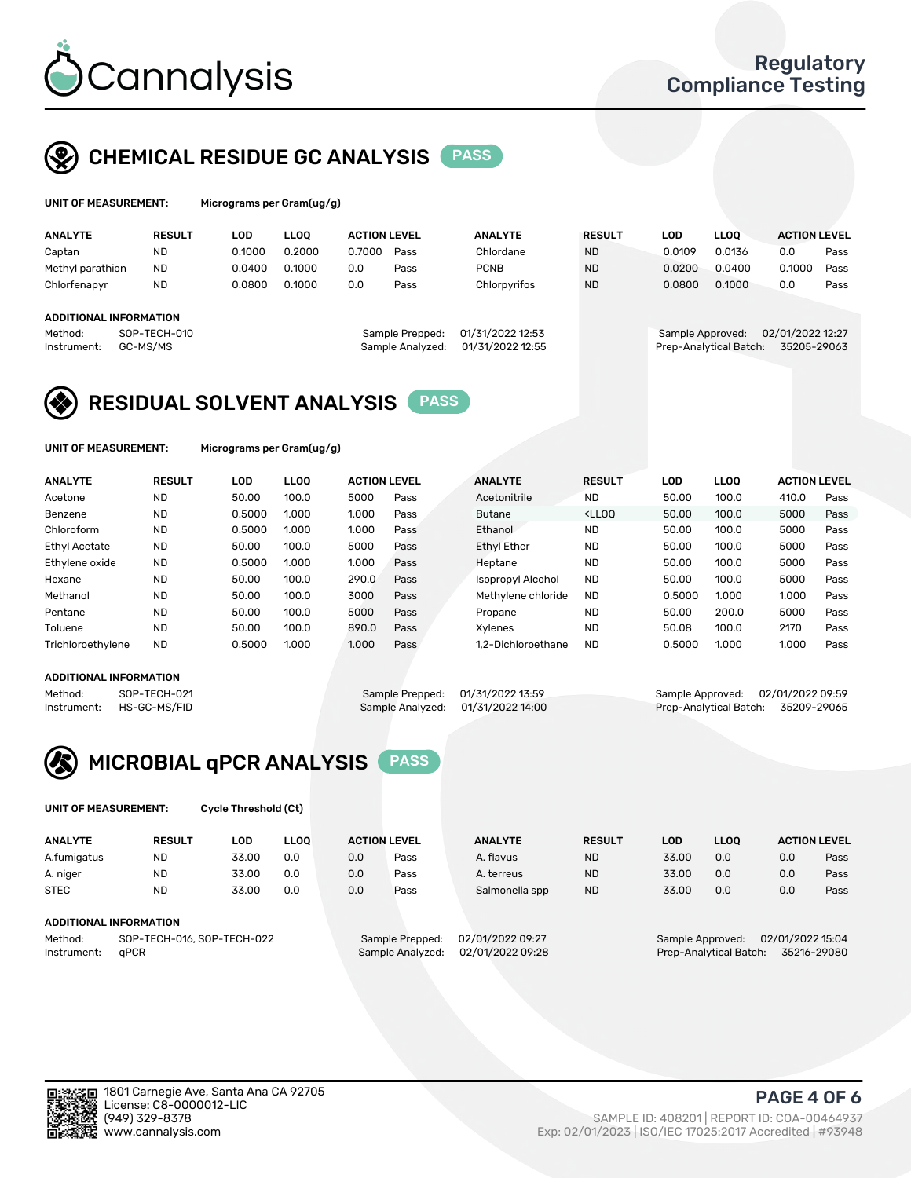# Cannalysis

Regulatory Compliance Testing

## CHEMICAL RESIDUE GC ANALYSIS PASS

**UNIT OF MEASUREMENT:** Micrograms per Gram(ug/g)

| ANALYTE | RESULT | LOD | LLOQ | ACTION LEVEL | | ANALYTE | RESULT | LOD | LLOQ | ACTION LEVEL | |
|---|---|---|---|---|---|---|---|---|---|---|---|
| Captan | ND | 0.1000 | 0.2000 | 0.7000 | Pass | Chlordane | ND | 0.0109 | 0.0136 | 0.0 | Pass |
| Methyl parathion | ND | 0.0400 | 0.1000 | 0.0 | Pass | PCNB | ND | 0.0200 | 0.0400 | 0.1000 | Pass |
| Chlorfenapyr | ND | 0.0800 | 0.1000 | 0.0 | Pass | Chlorpyrifos | ND | 0.0800 | 0.1000 | 0.0 | Pass |

**ADDITIONAL INFORMATION**

Method: SOP-TECH-010
Instrument: GC-MS/MS
Sample Prepped: 01/31/2022 12:53
Sample Analyzed: 01/31/2022 12:55
Sample Approved: 02/01/2022 12:27
Prep-Analytical Batch: 35205-29063

## RESIDUAL SOLVENT ANALYSIS PASS

**UNIT OF MEASUREMENT:** Micrograms per Gram(ug/g)

| ANALYTE | RESULT | LOD | LLOQ | ACTION LEVEL | | ANALYTE | RESULT | LOD | LLOQ | ACTION LEVEL | |
|---|---|---|---|---|---|---|---|---|---|---|---|
| Acetone | ND | 50.00 | 100.0 | 5000 | Pass | Acetonitrile | ND | 50.00 | 100.0 | 410.0 | Pass |
| Benzene | ND | 0.5000 | 1.000 | 1.000 | Pass | Butane | <LLOQ | 50.00 | 100.0 | 5000 | Pass |
| Chloroform | ND | 0.5000 | 1.000 | 1.000 | Pass | Ethanol | ND | 50.00 | 100.0 | 5000 | Pass |
| Ethyl Acetate | ND | 50.00 | 100.0 | 5000 | Pass | Ethyl Ether | ND | 50.00 | 100.0 | 5000 | Pass |
| Ethylene oxide | ND | 0.5000 | 1.000 | 1.000 | Pass | Heptane | ND | 50.00 | 100.0 | 5000 | Pass |
| Hexane | ND | 50.00 | 100.0 | 290.0 | Pass | Isopropyl Alcohol | ND | 50.00 | 100.0 | 5000 | Pass |
| Methanol | ND | 50.00 | 100.0 | 3000 | Pass | Methylene chloride | ND | 0.5000 | 1.000 | 1.000 | Pass |
| Pentane | ND | 50.00 | 100.0 | 5000 | Pass | Propane | ND | 50.00 | 200.0 | 5000 | Pass |
| Toluene | ND | 50.00 | 100.0 | 890.0 | Pass | Xylenes | ND | 50.08 | 100.0 | 2170 | Pass |
| Trichloroethylene | ND | 0.5000 | 1.000 | 1.000 | Pass | 1,2-Dichloroethane | ND | 0.5000 | 1.000 | 1.000 | Pass |

**ADDITIONAL INFORMATION**

Method: SOP-TECH-021
Instrument: HS-GC-MS/FID
Sample Prepped: 01/31/2022 13:59
Sample Analyzed: 01/31/2022 14:00
Sample Approved: 02/01/2022 09:59
Prep-Analytical Batch: 35209-29065

## MICROBIAL qPCR ANALYSIS PASS

**UNIT OF MEASUREMENT:** Cycle Threshold (Ct)

| ANALYTE | RESULT | LOD | LLOQ | ACTION LEVEL | | ANALYTE | RESULT | LOD | LLOQ | ACTION LEVEL | |
|---|---|---|---|---|---|---|---|---|---|---|---|
| A.fumigatus | ND | 33.00 | 0.0 | 0.0 | Pass | A. flavus | ND | 33.00 | 0.0 | 0.0 | Pass |
| A. niger | ND | 33.00 | 0.0 | 0.0 | Pass | A. terreus | ND | 33.00 | 0.0 | 0.0 | Pass |
| STEC | ND | 33.00 | 0.0 | 0.0 | Pass | Salmonella spp | ND | 33.00 | 0.0 | 0.0 | Pass |

**ADDITIONAL INFORMATION**

Method: SOP-TECH-016, SOP-TECH-022
Instrument: qPCR
Sample Prepped: 02/01/2022 09:27
Sample Analyzed: 02/01/2022 09:28
Sample Approved: 02/01/2022 15:04
Prep-Analytical Batch: 35216-29080

1801 Carnegie Ave, Santa Ana CA 92705
License: C8-0000012-LIC
(949) 329-8378
www.cannalysis.com

SAMPLE ID: 408201 | REPORT ID: COA-00464937
Exp: 02/01/2023 | ISO/IEC 17025:2017 Accredited | #93948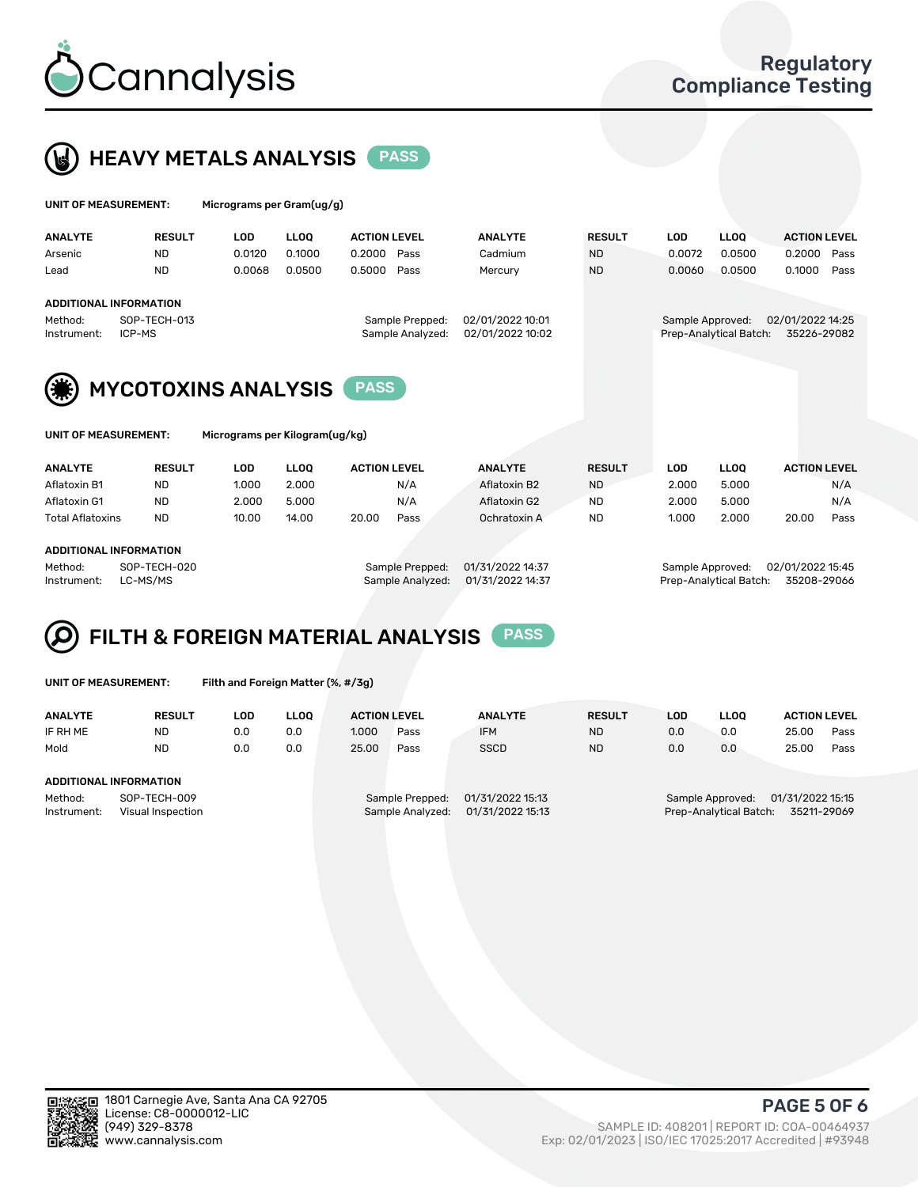# Cannalysis

## Regulatory Compliance Testing

## HEAVY METALS ANALYSIS PASS

**UNIT OF MEASUREMENT:** Micrograms per Gram(ug/g)

| ANALYTE | RESULT | LOD | LLOQ | ACTION LEVEL | | ANALYTE | RESULT | LOD | LLOQ | ACTION LEVEL | |
|---|---|---|---|---|---|---|---|---|---|---|---|
| Arsenic | ND | 0.0120 | 0.1000 | 0.2000 | Pass | Cadmium | ND | 0.0072 | 0.0500 | 0.2000 | Pass |
| Lead | ND | 0.0068 | 0.0500 | 0.5000 | Pass | Mercury | ND | 0.0060 | 0.0500 | 0.1000 | Pass |

**ADDITIONAL INFORMATION**

Method: SOP-TECH-013
Instrument: ICP-MS
Sample Prepped: 02/01/2022 10:01
Sample Analyzed: 02/01/2022 10:02
Sample Approved: 02/01/2022 14:25
Prep-Analytical Batch: 35226-29082

## MYCOTOXINS ANALYSIS PASS

**UNIT OF MEASUREMENT:** Micrograms per Kilogram(ug/kg)

| ANALYTE | RESULT | LOD | LLOQ | ACTION LEVEL | | ANALYTE | RESULT | LOD | LLOQ | ACTION LEVEL | |
|---|---|---|---|---|---|---|---|---|---|---|---|
| Aflatoxin B1 | ND | 1.000 | 2.000 | | N/A | Aflatoxin B2 | ND | 2.000 | 5.000 | | N/A |
| Aflatoxin G1 | ND | 2.000 | 5.000 | | N/A | Aflatoxin G2 | ND | 2.000 | 5.000 | | N/A |
| Total Aflatoxins | ND | 10.00 | 14.00 | 20.00 | Pass | Ochratoxin A | ND | 1.000 | 2.000 | 20.00 | Pass |

**ADDITIONAL INFORMATION**

Method: SOP-TECH-020
Instrument: LC-MS/MS
Sample Prepped: 01/31/2022 14:37
Sample Analyzed: 01/31/2022 14:37
Sample Approved: 02/01/2022 15:45
Prep-Analytical Batch: 35208-29066

## FILTH & FOREIGN MATERIAL ANALYSIS PASS

**UNIT OF MEASUREMENT:** Filth and Foreign Matter (%, #/3g)

| ANALYTE | RESULT | LOD | LLOQ | ACTION LEVEL | | ANALYTE | RESULT | LOD | LLOQ | ACTION LEVEL | |
|---|---|---|---|---|---|---|---|---|---|---|---|
| IF RH ME | ND | 0.0 | 0.0 | 1.000 | Pass | IFM | ND | 0.0 | 0.0 | 25.00 | Pass |
| Mold | ND | 0.0 | 0.0 | 25.00 | Pass | SSCD | ND | 0.0 | 0.0 | 25.00 | Pass |

**ADDITIONAL INFORMATION**

Method: SOP-TECH-009
Instrument: Visual Inspection
Sample Prepped: 01/31/2022 15:13
Sample Analyzed: 01/31/2022 15:13
Sample Approved: 01/31/2022 15:15
Prep-Analytical Batch: 35211-29069

1801 Carnegie Ave, Santa Ana CA 92705
License: C8-0000012-LIC
(949) 329-8378
www.cannalysis.com

SAMPLE ID: 408201 | REPORT ID: COA-00464937
Exp: 02/01/2023 | ISO/IEC 17025:2017 Accredited | #93948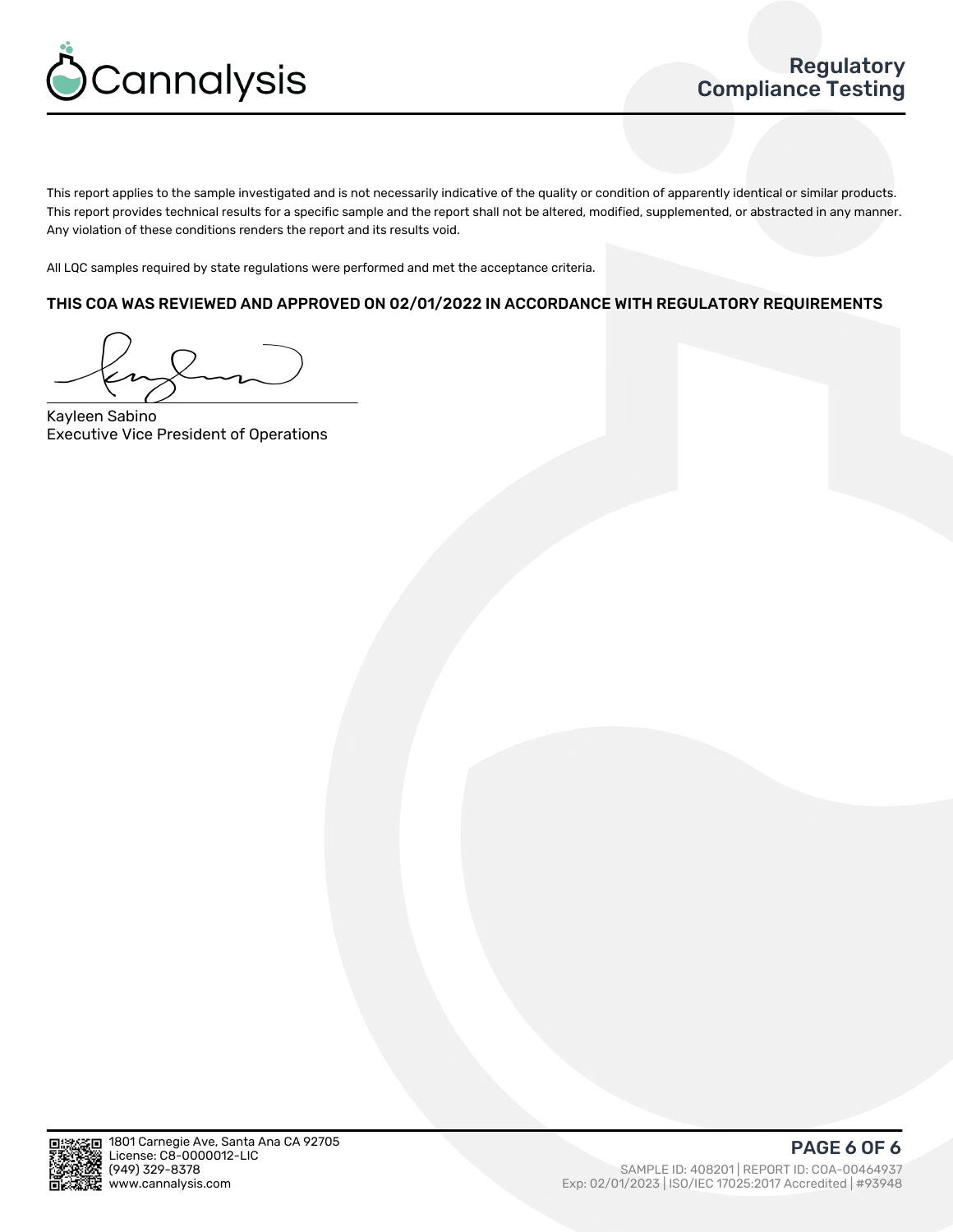This report applies to the sample investigated and is not necessarily indicative of the quality or condition of apparently identical or similar products. This report provides technical results for a specific sample and the report shall not be altered, modified, supplemented, or abstracted in any manner. Any violation of these conditions renders the report and its results void.

All LQC samples required by state regulations were performed and met the acceptance criteria.

**THIS COA WAS REVIEWED AND APPROVED ON 02/01/2022 IN ACCORDANCE WITH REGULATORY REQUIREMENTS**

Kayleen Sabino
Executive Vice President of Operations